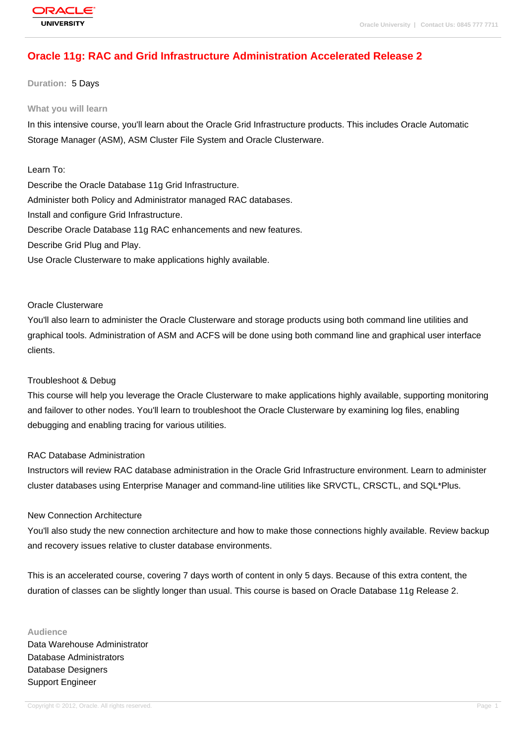# Oracle 11g: RAC and Grid Infrastructure Administration Accelerated Release 2

**Duration:** 5 Days

## What you will learn

In this intensive course, you'll learn about the Oracle Grid Infrastructure products. This includes Oracle Automatic Storage Manager (ASM), ASM Cluster File System and Oracle Clusterware.

Learn To:

Describe the Oracle Database 11g Grid Infrastructure.

Administer both Policy and Administrator managed RAC databases.

Install and configure Grid Infrastructure.

Describe Oracle Database 11g RAC enhancements and new features.

Describe Grid Plug and Play.

Use Oracle Clusterware to make applications highly available.

Oracle Clusterware

You'll also learn to administer the Oracle Clusterware and storage products using both command line utilities and graphical tools. Administration of ASM and ACFS will be done using both command line and graphical user interface clients.

Troubleshoot & Debug

This course will help you leverage the Oracle Clusterware to make applications highly available, supporting monitoring and failover to other nodes. You'll learn to troubleshoot the Oracle Clusterware by examining log files, enabling debugging and enabling tracing for various utilities.

RAC Database Administration

Instructors will review RAC database administration in the Oracle Grid Infrastructure environment. Learn to administer cluster databases using Enterprise Manager and command-line utilities like SRVCTL, CRSCTL, and SQL*Plus.

New Connection Architecture

You'll also study the new connection architecture and how to make those connections highly available. Review backup and recovery issues relative to cluster database environments.

This is an accelerated course, covering 7 days worth of content in only 5 days. Because of this extra content, the duration of classes can be slightly longer than usual. This course is based on Oracle Database 11g Release 2.

## Audience

Data Warehouse Administrator

Database Administrators

Database Designers

Support Engineer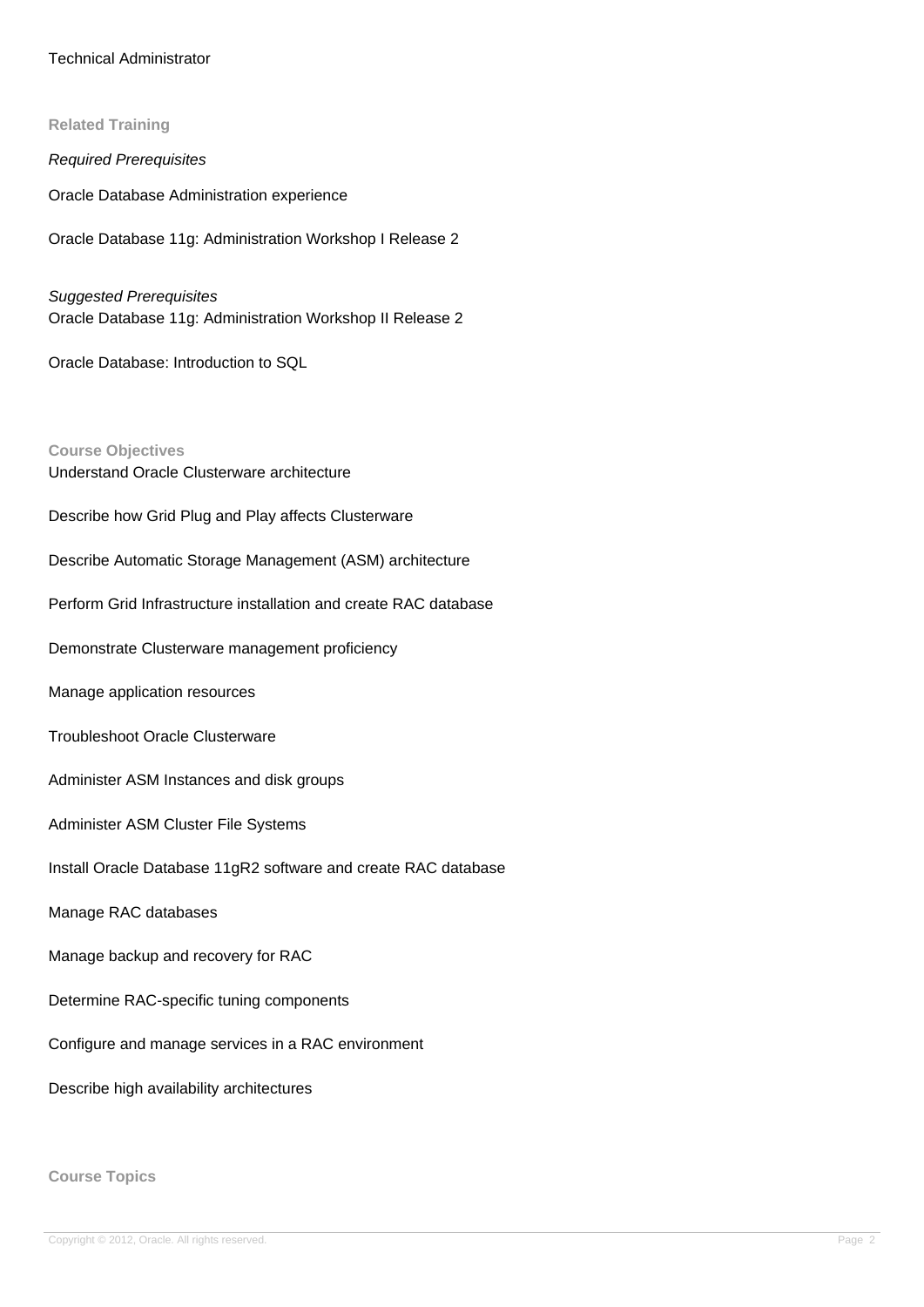Technical Administrator

## Related Training

*Required Prerequisites*

Oracle Database Administration experience

Oracle Database 11g: Administration Workshop I Release 2

*Suggested Prerequisites*

Oracle Database 11g: Administration Workshop II Release 2

Oracle Database: Introduction to SQL

## Course Objectives

Understand Oracle Clusterware architecture

Describe how Grid Plug and Play affects Clusterware

Describe Automatic Storage Management (ASM) architecture

Perform Grid Infrastructure installation and create RAC database

Demonstrate Clusterware management proficiency

Manage application resources

Troubleshoot Oracle Clusterware

Administer ASM Instances and disk groups

Administer ASM Cluster File Systems

Install Oracle Database 11gR2 software and create RAC database

Manage RAC databases

Manage backup and recovery for RAC

Determine RAC-specific tuning components

Configure and manage services in a RAC environment

Describe high availability architectures

## Course Topics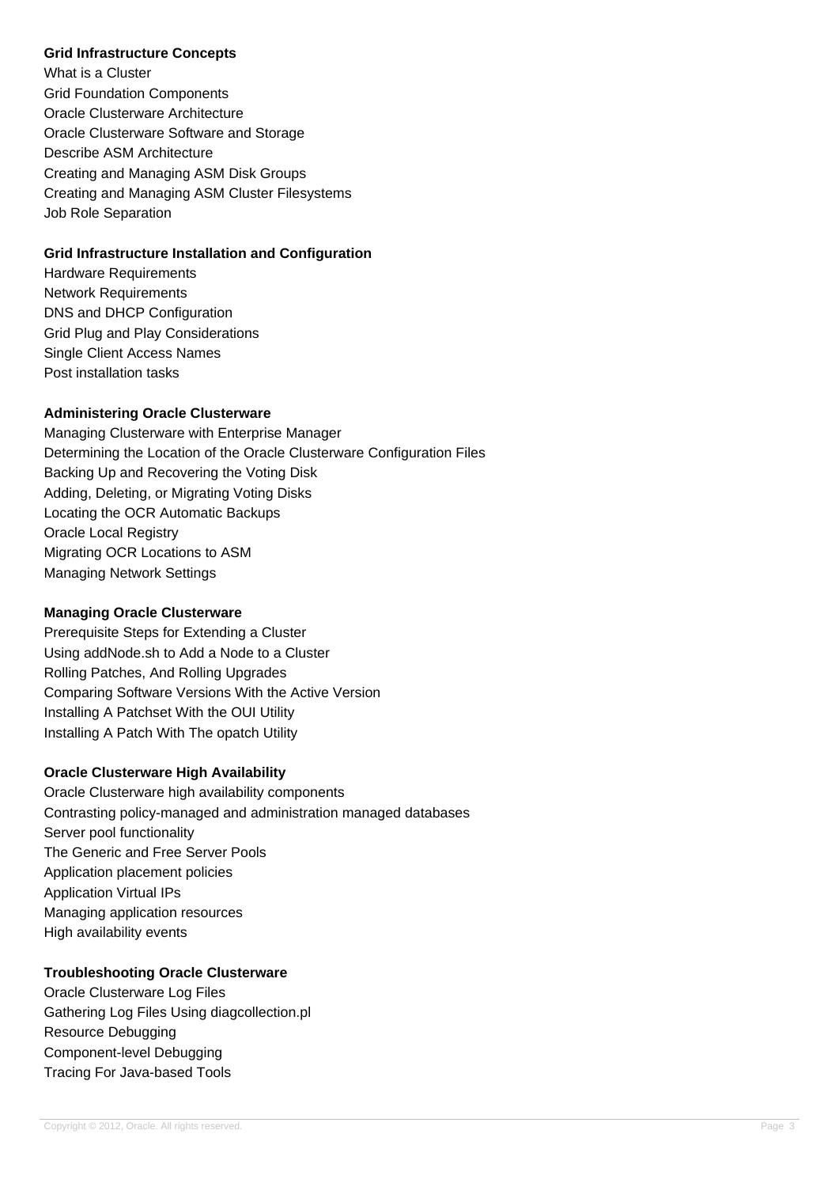**Grid Infrastructure Concepts**

What is a Cluster
Grid Foundation Components
Oracle Clusterware Architecture
Oracle Clusterware Software and Storage
Describe ASM Architecture
Creating and Managing ASM Disk Groups
Creating and Managing ASM Cluster Filesystems
Job Role Separation

**Grid Infrastructure Installation and Configuration**

Hardware Requirements
Network Requirements
DNS and DHCP Configuration
Grid Plug and Play Considerations
Single Client Access Names
Post installation tasks

**Administering Oracle Clusterware**

Managing Clusterware with Enterprise Manager
Determining the Location of the Oracle Clusterware Configuration Files
Backing Up and Recovering the Voting Disk
Adding, Deleting, or Migrating Voting Disks
Locating the OCR Automatic Backups
Oracle Local Registry
Migrating OCR Locations to ASM
Managing Network Settings

**Managing Oracle Clusterware**

Prerequisite Steps for Extending a Cluster
Using addNode.sh to Add a Node to a Cluster
Rolling Patches, And Rolling Upgrades
Comparing Software Versions With the Active Version
Installing A Patchset With the OUI Utility
Installing A Patch With The opatch Utility

**Oracle Clusterware High Availability**

Oracle Clusterware high availability components
Contrasting policy-managed and administration managed databases
Server pool functionality
The Generic and Free Server Pools
Application placement policies
Application Virtual IPs
Managing application resources
High availability events

**Troubleshooting Oracle Clusterware**

Oracle Clusterware Log Files
Gathering Log Files Using diagcollection.pl
Resource Debugging
Component-level Debugging
Tracing For Java-based Tools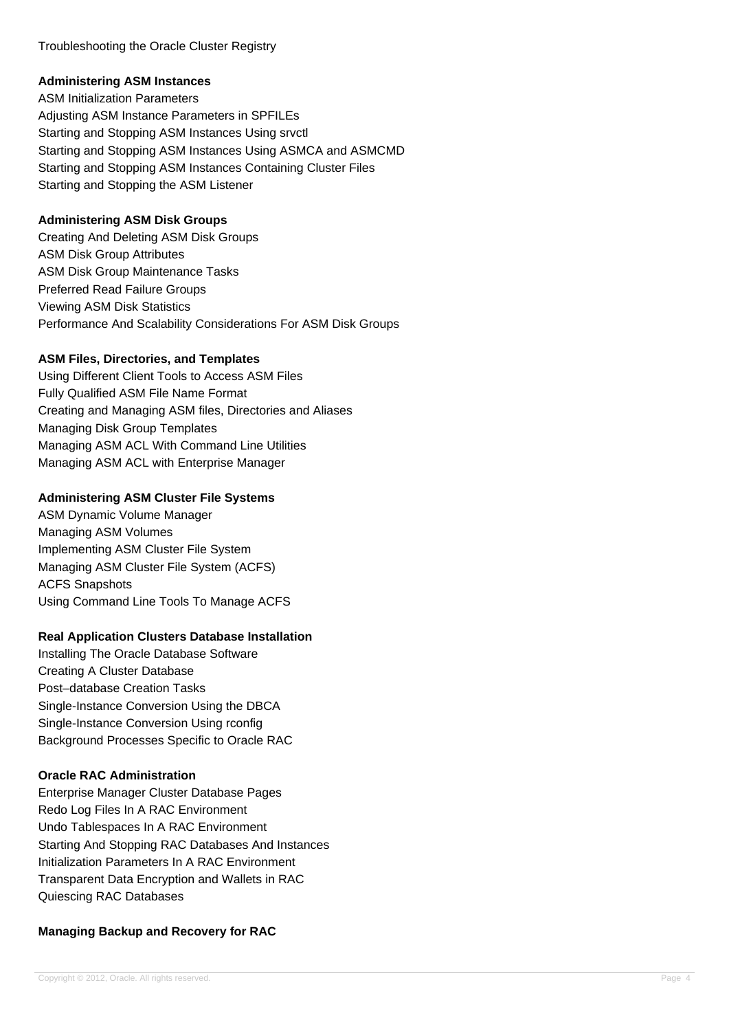Troubleshooting the Oracle Cluster Registry

**Administering ASM Instances**

ASM Initialization Parameters
Adjusting ASM Instance Parameters in SPFILEs
Starting and Stopping ASM Instances Using srvctl
Starting and Stopping ASM Instances Using ASMCA and ASMCMD
Starting and Stopping ASM Instances Containing Cluster Files
Starting and Stopping the ASM Listener

**Administering ASM Disk Groups**

Creating And Deleting ASM Disk Groups
ASM Disk Group Attributes
ASM Disk Group Maintenance Tasks
Preferred Read Failure Groups
Viewing ASM Disk Statistics
Performance And Scalability Considerations For ASM Disk Groups

**ASM Files, Directories, and Templates**

Using Different Client Tools to Access ASM Files
Fully Qualified ASM File Name Format
Creating and Managing ASM files, Directories and Aliases
Managing Disk Group Templates
Managing ASM ACL With Command Line Utilities
Managing ASM ACL with Enterprise Manager

**Administering ASM Cluster File Systems**

ASM Dynamic Volume Manager
Managing ASM Volumes
Implementing ASM Cluster File System
Managing ASM Cluster File System (ACFS)
ACFS Snapshots
Using Command Line Tools To Manage ACFS

**Real Application Clusters Database Installation**

Installing The Oracle Database Software
Creating A Cluster Database
Post–database Creation Tasks
Single-Instance Conversion Using the DBCA
Single-Instance Conversion Using rconfig
Background Processes Specific to Oracle RAC

**Oracle RAC Administration**

Enterprise Manager Cluster Database Pages
Redo Log Files In A RAC Environment
Undo Tablespaces In A RAC Environment
Starting And Stopping RAC Databases And Instances
Initialization Parameters In A RAC Environment
Transparent Data Encryption and Wallets in RAC
Quiescing RAC Databases

**Managing Backup and Recovery for RAC**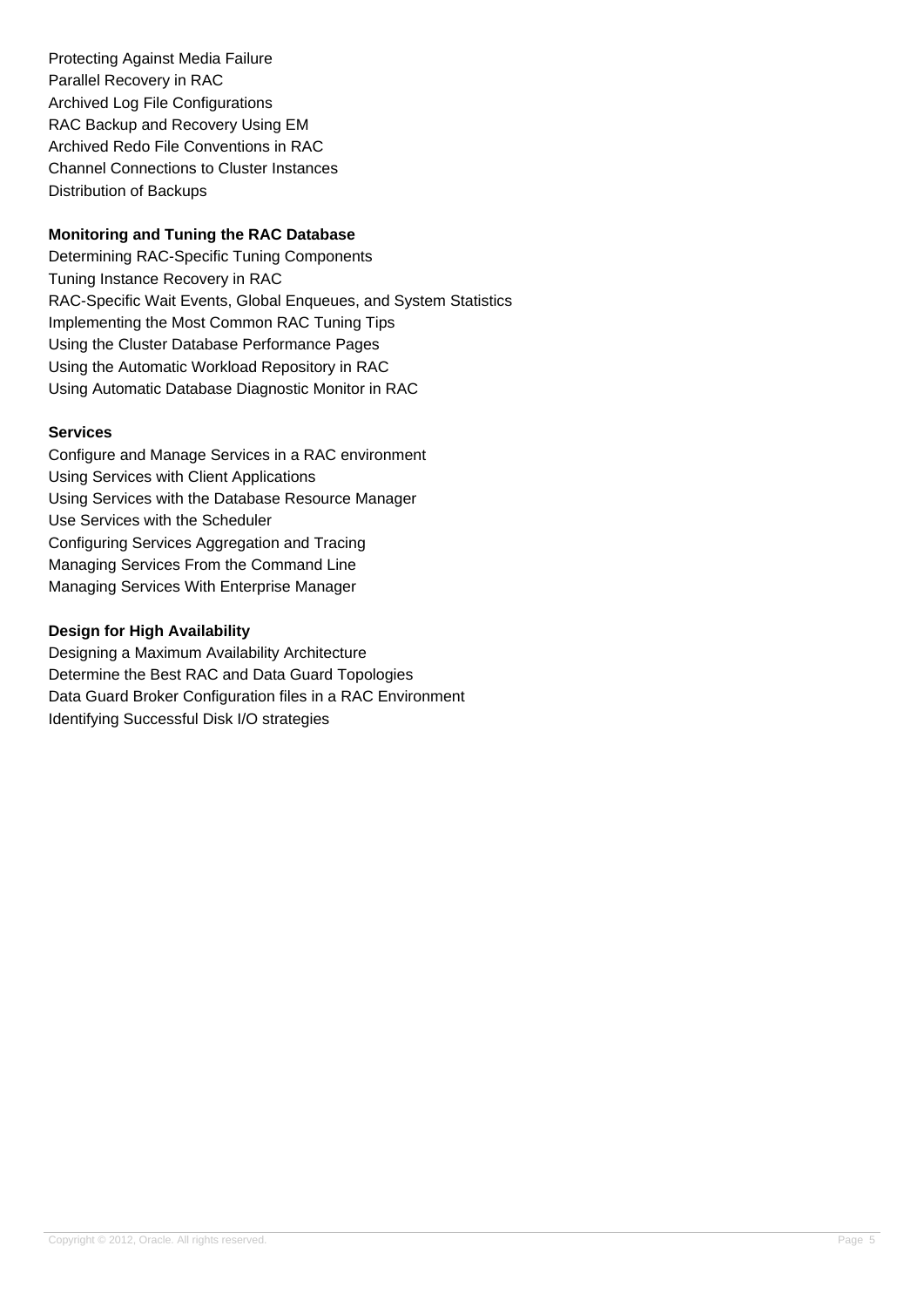Protecting Against Media Failure
Parallel Recovery in RAC
Archived Log File Configurations
RAC Backup and Recovery Using EM
Archived Redo File Conventions in RAC
Channel Connections to Cluster Instances
Distribution of Backups

**Monitoring and Tuning the RAC Database**

Determining RAC-Specific Tuning Components
Tuning Instance Recovery in RAC
RAC-Specific Wait Events, Global Enqueues, and System Statistics
Implementing the Most Common RAC Tuning Tips
Using the Cluster Database Performance Pages
Using the Automatic Workload Repository in RAC
Using Automatic Database Diagnostic Monitor in RAC

**Services**

Configure and Manage Services in a RAC environment
Using Services with Client Applications
Using Services with the Database Resource Manager
Use Services with the Scheduler
Configuring Services Aggregation and Tracing
Managing Services From the Command Line
Managing Services With Enterprise Manager

**Design for High Availability**

Designing a Maximum Availability Architecture
Determine the Best RAC and Data Guard Topologies
Data Guard Broker Configuration files in a RAC Environment
Identifying Successful Disk I/O strategies